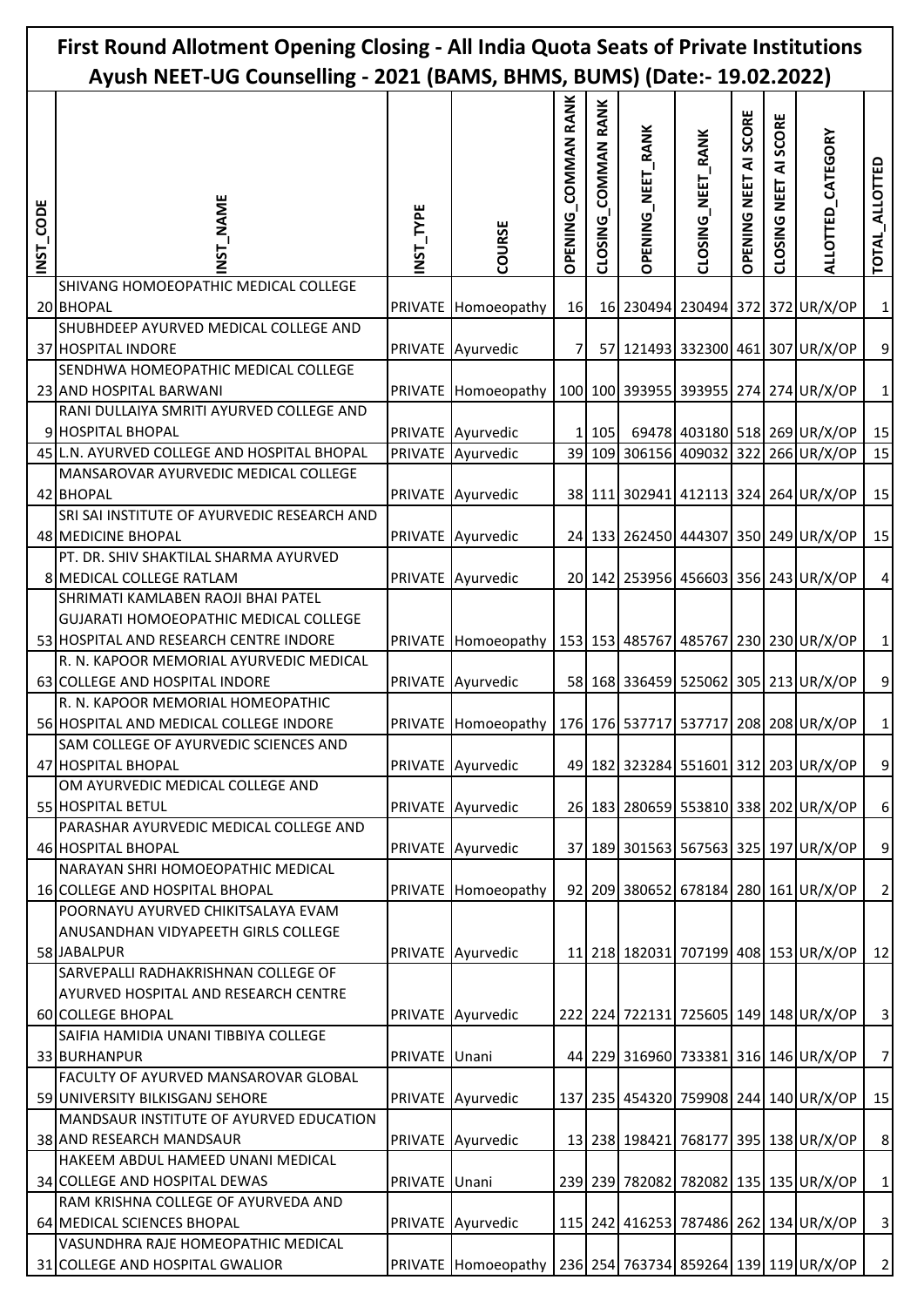# First Round Allotment Opening Closing - All India Quota Seats of Private Institutions Ayush NEET-UG Counselling - 2021 (BAMS, BHMS, BUMS) (Date:- 19.02.2022)

| INST_CODE | INST_NAME | INST_TYPE | COURSE | OPENING_COMMAN RANK | CLOSING_COMMAN RANK | OPENING_NEET_RANK | CLOSING_NEET_RANK | OPENING NEET AI SCORE | CLOSING NEET AI SCORE | ALLOTTED_CATEGORY | TOTAL_ALLOTTED |
|---|---|---|---|---|---|---|---|---|---|---|---|
| 20 | SHIVANG HOMOEOPATHIC MEDICAL COLLEGE BHOPAL | PRIVATE | Homoeopathy | 16 | 16 | 230494 | 230494 | 372 | 372 | UR/X/OP | 1 |
| 37 | SHUBHDEEP AYURVED MEDICAL COLLEGE AND HOSPITAL INDORE | PRIVATE | Ayurvedic | 7 | 57 | 121493 | 332300 | 461 | 307 | UR/X/OP | 9 |
| 23 | SENDHWA HOMEOPATHIC MEDICAL COLLEGE AND HOSPITAL BARWANI | PRIVATE | Homoeopathy | 100 | 100 | 393955 | 393955 | 274 | 274 | UR/X/OP | 1 |
| 9 | RANI DULLAIYA SMRITI AYURVED COLLEGE AND HOSPITAL BHOPAL | PRIVATE | Ayurvedic | 1 | 105 | 69478 | 403180 | 518 | 269 | UR/X/OP | 15 |
| 45 | L.N. AYURVED COLLEGE AND HOSPITAL BHOPAL | PRIVATE | Ayurvedic | 39 | 109 | 306156 | 409032 | 322 | 266 | UR/X/OP | 15 |
| 42 | MANSAROVAR AYURVEDIC MEDICAL COLLEGE BHOPAL | PRIVATE | Ayurvedic | 38 | 111 | 302941 | 412113 | 324 | 264 | UR/X/OP | 15 |
| 48 | SRI SAI INSTITUTE OF AYURVEDIC RESEARCH AND MEDICINE BHOPAL | PRIVATE | Ayurvedic | 24 | 133 | 262450 | 444307 | 350 | 249 | UR/X/OP | 15 |
| 8 | PT. DR. SHIV SHAKTILAL SHARMA AYURVED MEDICAL COLLEGE RATLAM | PRIVATE | Ayurvedic | 20 | 142 | 253956 | 456603 | 356 | 243 | UR/X/OP | 4 |
| 53 | SHRIMATI KAMLABEN RAOJI BHAI PATEL GUJARATI HOMOEOPATHIC MEDICAL COLLEGE HOSPITAL AND RESEARCH CENTRE INDORE | PRIVATE | Homoeopathy | 153 | 153 | 485767 | 485767 | 230 | 230 | UR/X/OP | 1 |
| 63 | R. N. KAPOOR MEMORIAL AYURVEDIC MEDICAL COLLEGE AND HOSPITAL INDORE | PRIVATE | Ayurvedic | 58 | 168 | 336459 | 525062 | 305 | 213 | UR/X/OP | 9 |
| 56 | R. N. KAPOOR MEMORIAL HOMEOPATHIC HOSPITAL AND MEDICAL COLLEGE INDORE | PRIVATE | Homoeopathy | 176 | 176 | 537717 | 537717 | 208 | 208 | UR/X/OP | 1 |
| 47 | SAM COLLEGE OF AYURVEDIC SCIENCES AND HOSPITAL BHOPAL | PRIVATE | Ayurvedic | 49 | 182 | 323284 | 551601 | 312 | 203 | UR/X/OP | 9 |
| 55 | OM AYURVEDIC MEDICAL COLLEGE AND HOSPITAL BETUL | PRIVATE | Ayurvedic | 26 | 183 | 280659 | 553810 | 338 | 202 | UR/X/OP | 6 |
| 46 | PARASHAR AYURVEDIC MEDICAL COLLEGE AND HOSPITAL BHOPAL | PRIVATE | Ayurvedic | 37 | 189 | 301563 | 567563 | 325 | 197 | UR/X/OP | 9 |
| 16 | NARAYAN SHRI HOMOEOPATHIC MEDICAL COLLEGE AND HOSPITAL BHOPAL | PRIVATE | Homoeopathy | 92 | 209 | 380652 | 678184 | 280 | 161 | UR/X/OP | 2 |
| 58 | POORNAYU AYURVED CHIKITSALAYA EVAM ANUSANDHAN VIDYAPEETH GIRLS COLLEGE JABALPUR | PRIVATE | Ayurvedic | 11 | 218 | 182031 | 707199 | 408 | 153 | UR/X/OP | 12 |
| 60 | SARVEPALLI RADHAKRISHNAN COLLEGE OF AYURVED HOSPITAL AND RESEARCH CENTRE COLLEGE BHOPAL | PRIVATE | Ayurvedic | 222 | 224 | 722131 | 725605 | 149 | 148 | UR/X/OP | 3 |
| 33 | SAIFIA HAMIDIA UNANI TIBBIYA COLLEGE BURHANPUR | PRIVATE | Unani | 44 | 229 | 316960 | 733381 | 316 | 146 | UR/X/OP | 7 |
| 59 | FACULTY OF AYURVED MANSAROVAR GLOBAL UNIVERSITY BILKISGANJ SEHORE | PRIVATE | Ayurvedic | 137 | 235 | 454320 | 759908 | 244 | 140 | UR/X/OP | 15 |
| 38 | MANDSAUR INSTITUTE OF AYURVED EDUCATION AND RESEARCH MANDSAUR | PRIVATE | Ayurvedic | 13 | 238 | 198421 | 768177 | 395 | 138 | UR/X/OP | 8 |
| 34 | HAKEEM ABDUL HAMEED UNANI MEDICAL COLLEGE AND HOSPITAL DEWAS | PRIVATE | Unani | 239 | 239 | 782082 | 782082 | 135 | 135 | UR/X/OP | 1 |
| 64 | RAM KRISHNA COLLEGE OF AYURVEDA AND MEDICAL SCIENCES BHOPAL | PRIVATE | Ayurvedic | 115 | 242 | 416253 | 787486 | 262 | 134 | UR/X/OP | 3 |
| 31 | VASUNDHRA RAJE HOMEOPATHIC MEDICAL COLLEGE AND HOSPITAL GWALIOR | PRIVATE | Homoeopathy | 236 | 254 | 763734 | 859264 | 139 | 119 | UR/X/OP | 2 |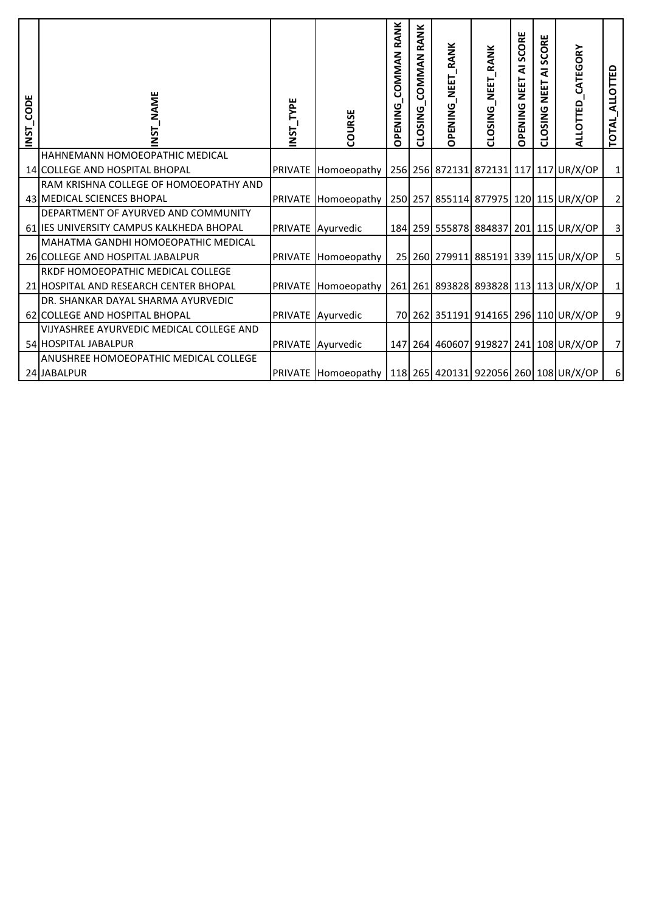| INST_CODE | INST_NAME | INST_TYPE | COURSE | OPENING_COMMAN RANK | CLOSING_COMMAN RANK | OPENING_NEET_RANK | CLOSING_NEET_RANK | OPENING NEET AI SCORE | CLOSING NEET AI SCORE | ALLOTTED_CATEGORY | TOTAL_ALLOTTED |
|---|---|---|---|---|---|---|---|---|---|---|---|
| 14 | HAHNEMANN HOMOEOPATHIC MEDICAL COLLEGE AND HOSPITAL BHOPAL | PRIVATE | Homoeopathy | 256 | 256 | 872131 | 872131 | 117 | 117 | UR/X/OP | 1 |
| 43 | RAM KRISHNA COLLEGE OF HOMOEOPATHY AND MEDICAL SCIENCES BHOPAL | PRIVATE | Homoeopathy | 250 | 257 | 855114 | 877975 | 120 | 115 | UR/X/OP | 2 |
| 61 | DEPARTMENT OF AYURVED AND COMMUNITY IES UNIVERSITY CAMPUS KALKHEDA BHOPAL | PRIVATE | Ayurvedic | 184 | 259 | 555878 | 884837 | 201 | 115 | UR/X/OP | 3 |
| 26 | MAHATMA GANDHI HOMOEOPATHIC MEDICAL COLLEGE AND HOSPITAL JABALPUR | PRIVATE | Homoeopathy | 25 | 260 | 279911 | 885191 | 339 | 115 | UR/X/OP | 5 |
| 21 | RKDF HOMOEOPATHIC MEDICAL COLLEGE HOSPITAL AND RESEARCH CENTER BHOPAL | PRIVATE | Homoeopathy | 261 | 261 | 893828 | 893828 | 113 | 113 | UR/X/OP | 1 |
| 62 | DR. SHANKAR DAYAL SHARMA AYURVEDIC COLLEGE AND HOSPITAL BHOPAL | PRIVATE | Ayurvedic | 70 | 262 | 351191 | 914165 | 296 | 110 | UR/X/OP | 9 |
| 54 | VIJYASHREE AYURVEDIC MEDICAL COLLEGE AND HOSPITAL JABALPUR | PRIVATE | Ayurvedic | 147 | 264 | 460607 | 919827 | 241 | 108 | UR/X/OP | 7 |
| 24 | ANUSHREE HOMOEOPATHIC MEDICAL COLLEGE JABALPUR | PRIVATE | Homoeopathy | 118 | 265 | 420131 | 922056 | 260 | 108 | UR/X/OP | 6 |